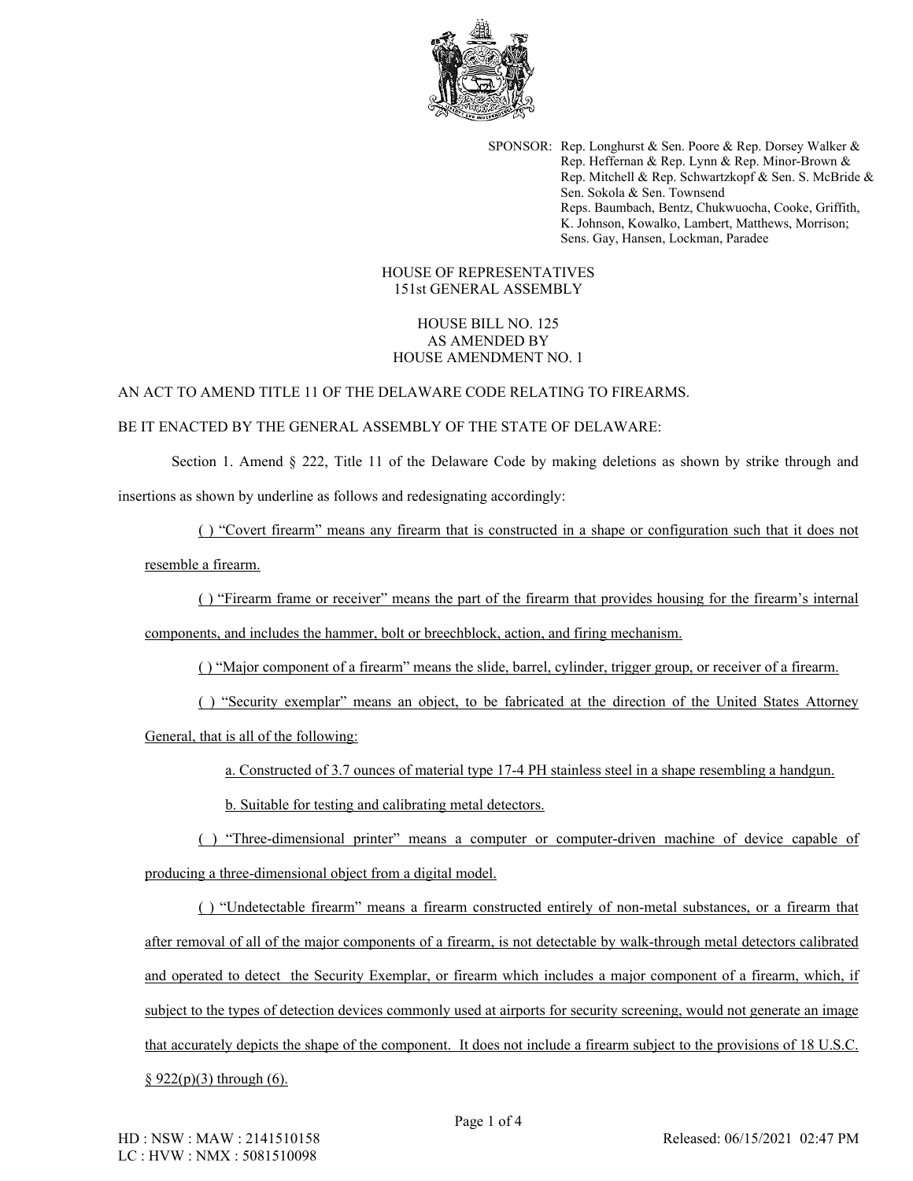SPONSOR: Rep. Longhurst & Sen. Poore & Rep. Dorsey Walker & Rep. Heffernan & Rep. Lynn & Rep. Minor-Brown & Rep. Mitchell & Rep. Schwartzkopf & Sen. S. McBride & Sen. Sokola & Sen. Townsend
Reps. Baumbach, Bentz, Chukwuocha, Cooke, Griffith, K. Johnson, Kowalko, Lambert, Matthews, Morrison; Sens. Gay, Hansen, Lockman, Paradee

HOUSE OF REPRESENTATIVES
151st GENERAL ASSEMBLY

HOUSE BILL NO. 125
AS AMENDED BY
HOUSE AMENDMENT NO. 1

AN ACT TO AMEND TITLE 11 OF THE DELAWARE CODE RELATING TO FIREARMS.

BE IT ENACTED BY THE GENERAL ASSEMBLY OF THE STATE OF DELAWARE:

Section 1. Amend § 222, Title 11 of the Delaware Code by making deletions as shown by strike through and insertions as shown by underline as follows and redesignating accordingly:

<u>( ) "Covert firearm" means any firearm that is constructed in a shape or configuration such that it does not resemble a firearm.</u>

<u>( ) "Firearm frame or receiver" means the part of the firearm that provides housing for the firearm's internal components, and includes the hammer, bolt or breechblock, action, and firing mechanism.</u>

<u>( ) "Major component of a firearm" means the slide, barrel, cylinder, trigger group, or receiver of a firearm.</u>

<u>( ) "Security exemplar" means an object, to be fabricated at the direction of the United States Attorney General, that is all of the following:</u>

<u>a. Constructed of 3.7 ounces of material type 17-4 PH stainless steel in a shape resembling a handgun.</u>

<u>b. Suitable for testing and calibrating metal detectors.</u>

<u>( ) "Three-dimensional printer" means a computer or computer-driven machine of device capable of producing a three-dimensional object from a digital model.</u>

<u>( ) "Undetectable firearm" means a firearm constructed entirely of non-metal substances, or a firearm that after removal of all of the major components of a firearm, is not detectable by walk-through metal detectors calibrated and operated to detect the Security Exemplar, or firearm which includes a major component of a firearm, which, if subject to the types of detection devices commonly used at airports for security screening, would not generate an image that accurately depicts the shape of the component. It does not include a firearm subject to the provisions of 18 U.S.C. § 922(p)(3) through (6).</u>

HD : NSW : MAW : 2141510158
LC : HVW : NMX : 5081510098

Released: 06/15/2021 02:47 PM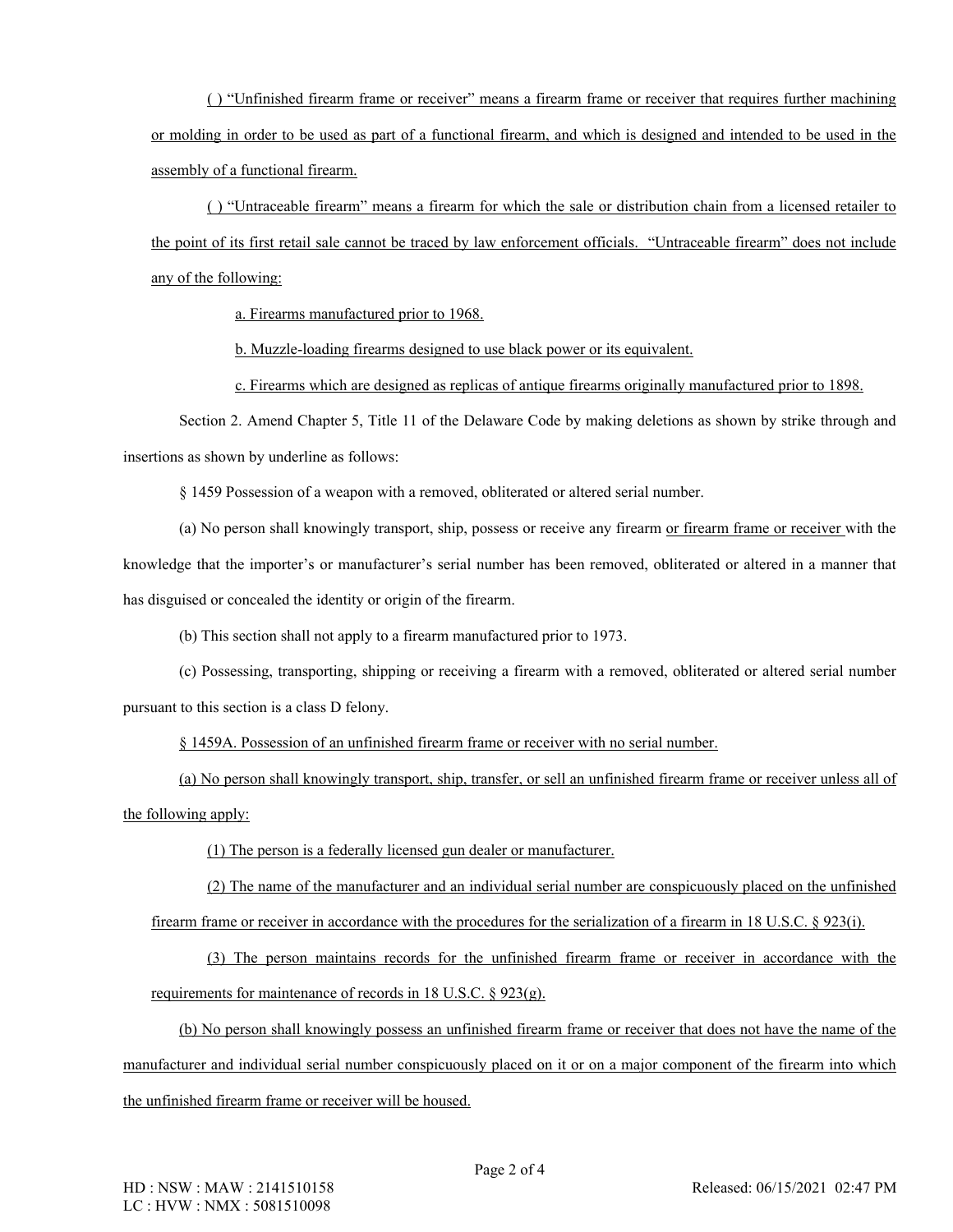( ) "Unfinished firearm frame or receiver" means a firearm frame or receiver that requires further machining or molding in order to be used as part of a functional firearm, and which is designed and intended to be used in the assembly of a functional firearm.

( ) "Untraceable firearm" means a firearm for which the sale or distribution chain from a licensed retailer to the point of its first retail sale cannot be traced by law enforcement officials. "Untraceable firearm" does not include any of the following:

a. Firearms manufactured prior to 1968.

b. Muzzle-loading firearms designed to use black power or its equivalent.

c. Firearms which are designed as replicas of antique firearms originally manufactured prior to 1898.

Section 2. Amend Chapter 5, Title 11 of the Delaware Code by making deletions as shown by strike through and insertions as shown by underline as follows:

§ 1459 Possession of a weapon with a removed, obliterated or altered serial number.

(a) No person shall knowingly transport, ship, possess or receive any firearm or firearm frame or receiver with the knowledge that the importer's or manufacturer's serial number has been removed, obliterated or altered in a manner that has disguised or concealed the identity or origin of the firearm.

(b) This section shall not apply to a firearm manufactured prior to 1973.

(c) Possessing, transporting, shipping or receiving a firearm with a removed, obliterated or altered serial number pursuant to this section is a class D felony.

§ 1459A. Possession of an unfinished firearm frame or receiver with no serial number.

(a) No person shall knowingly transport, ship, transfer, or sell an unfinished firearm frame or receiver unless all of the following apply:

(1) The person is a federally licensed gun dealer or manufacturer.

(2) The name of the manufacturer and an individual serial number are conspicuously placed on the unfinished firearm frame or receiver in accordance with the procedures for the serialization of a firearm in 18 U.S.C. § 923(i).

(3) The person maintains records for the unfinished firearm frame or receiver in accordance with the requirements for maintenance of records in 18 U.S.C. § 923(g).

(b) No person shall knowingly possess an unfinished firearm frame or receiver that does not have the name of the manufacturer and individual serial number conspicuously placed on it or on a major component of the firearm into which the unfinished firearm frame or receiver will be housed.

HD : NSW : MAW : 2141510158
LC : HVW : NMX : 5081510098

Released: 06/15/2021 02:47 PM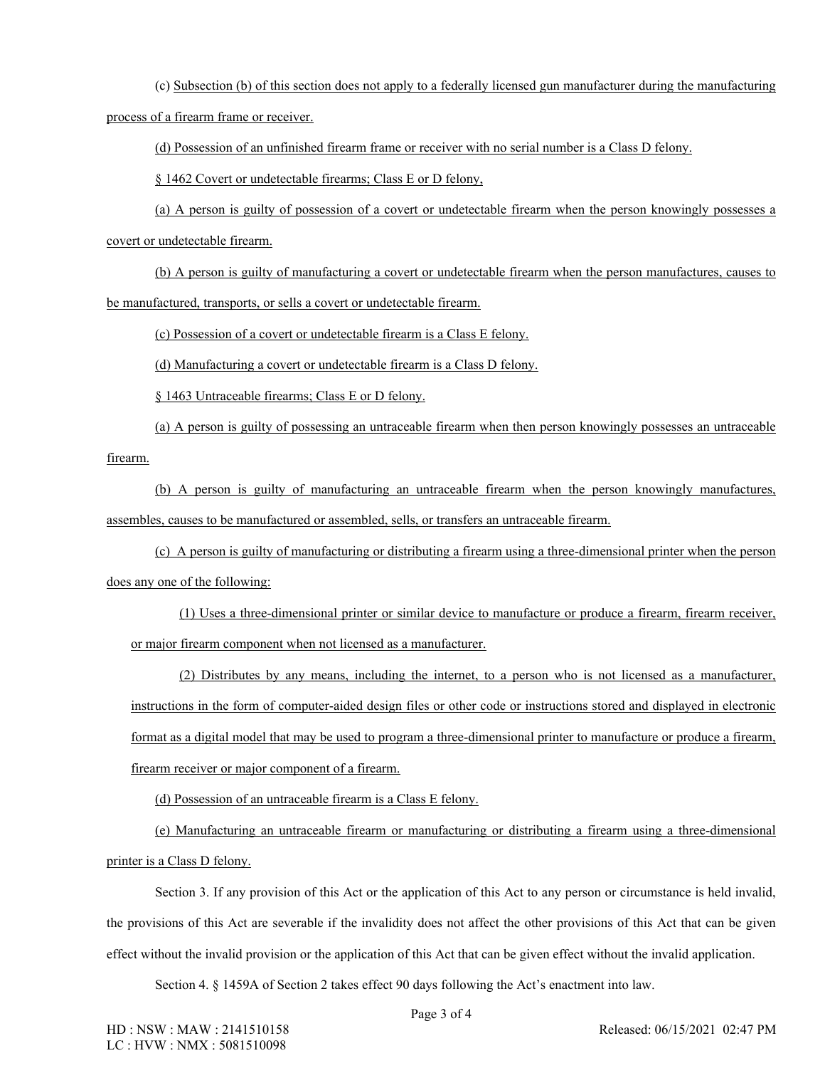(c) Subsection (b) of this section does not apply to a federally licensed gun manufacturer during the manufacturing process of a firearm frame or receiver.

(d) Possession of an unfinished firearm frame or receiver with no serial number is a Class D felony.

§ 1462 Covert or undetectable firearms; Class E or D felony,

(a) A person is guilty of possession of a covert or undetectable firearm when the person knowingly possesses a covert or undetectable firearm.

(b) A person is guilty of manufacturing a covert or undetectable firearm when the person manufactures, causes to be manufactured, transports, or sells a covert or undetectable firearm.

(c) Possession of a covert or undetectable firearm is a Class E felony.

(d) Manufacturing a covert or undetectable firearm is a Class D felony.

§ 1463 Untraceable firearms; Class E or D felony.

(a) A person is guilty of possessing an untraceable firearm when then person knowingly possesses an untraceable firearm.

(b) A person is guilty of manufacturing an untraceable firearm when the person knowingly manufactures, assembles, causes to be manufactured or assembled, sells, or transfers an untraceable firearm.

(c) A person is guilty of manufacturing or distributing a firearm using a three-dimensional printer when the person does any one of the following:

(1) Uses a three-dimensional printer or similar device to manufacture or produce a firearm, firearm receiver, or major firearm component when not licensed as a manufacturer.

(2) Distributes by any means, including the internet, to a person who is not licensed as a manufacturer, instructions in the form of computer-aided design files or other code or instructions stored and displayed in electronic format as a digital model that may be used to program a three-dimensional printer to manufacture or produce a firearm, firearm receiver or major component of a firearm.

(d) Possession of an untraceable firearm is a Class E felony.

(e) Manufacturing an untraceable firearm or manufacturing or distributing a firearm using a three-dimensional printer is a Class D felony.

Section 3. If any provision of this Act or the application of this Act to any person or circumstance is held invalid, the provisions of this Act are severable if the invalidity does not affect the other provisions of this Act that can be given effect without the invalid provision or the application of this Act that can be given effect without the invalid application.

Section 4. § 1459A of Section 2 takes effect 90 days following the Act's enactment into law.

HD : NSW : MAW : 2141510158
LC : HVW : NMX : 5081510098

Released: 06/15/2021 02:47 PM